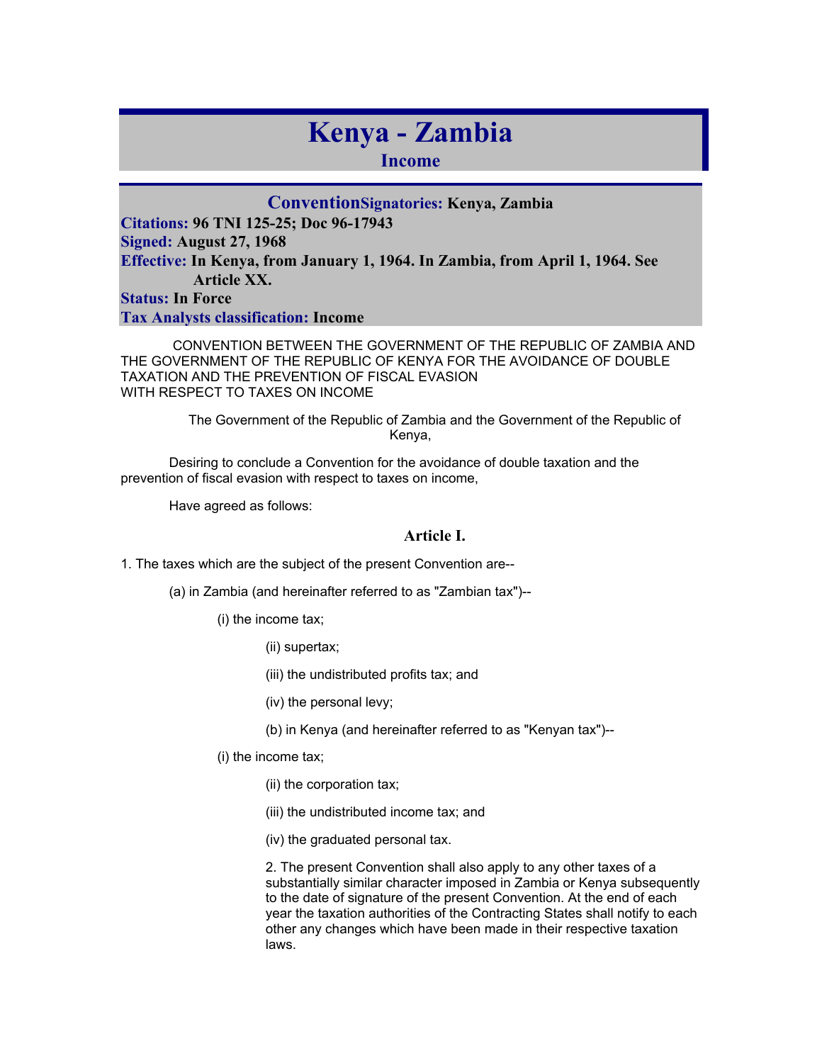# Kenya - Zambia

## Income

**Convention** **Signatories:** Kenya, Zambia

**Citations:** 96 TNI 125-25; Doc 96-17943

**Signed:** August 27, 1968

**Effective:** In Kenya, from January 1, 1964. In Zambia, from April 1, 1964. See Article XX.

**Status:** In Force

**Tax Analysts classification:** Income

CONVENTION BETWEEN THE GOVERNMENT OF THE REPUBLIC OF ZAMBIA AND THE GOVERNMENT OF THE REPUBLIC OF KENYA FOR THE AVOIDANCE OF DOUBLE TAXATION AND THE PREVENTION OF FISCAL EVASION WITH RESPECT TO TAXES ON INCOME

The Government of the Republic of Zambia and the Government of the Republic of Kenya,

Desiring to conclude a Convention for the avoidance of double taxation and the prevention of fiscal evasion with respect to taxes on income,

Have agreed as follows:

### Article I.

1. The taxes which are the subject of the present Convention are--

(a) in Zambia (and hereinafter referred to as "Zambian tax")--

(i) the income tax;

(ii) supertax;

(iii) the undistributed profits tax; and

(iv) the personal levy;

(b) in Kenya (and hereinafter referred to as "Kenyan tax")--

(i) the income tax;

(ii) the corporation tax;

(iii) the undistributed income tax; and

(iv) the graduated personal tax.

2. The present Convention shall also apply to any other taxes of a substantially similar character imposed in Zambia or Kenya subsequently to the date of signature of the present Convention. At the end of each year the taxation authorities of the Contracting States shall notify to each other any changes which have been made in their respective taxation laws.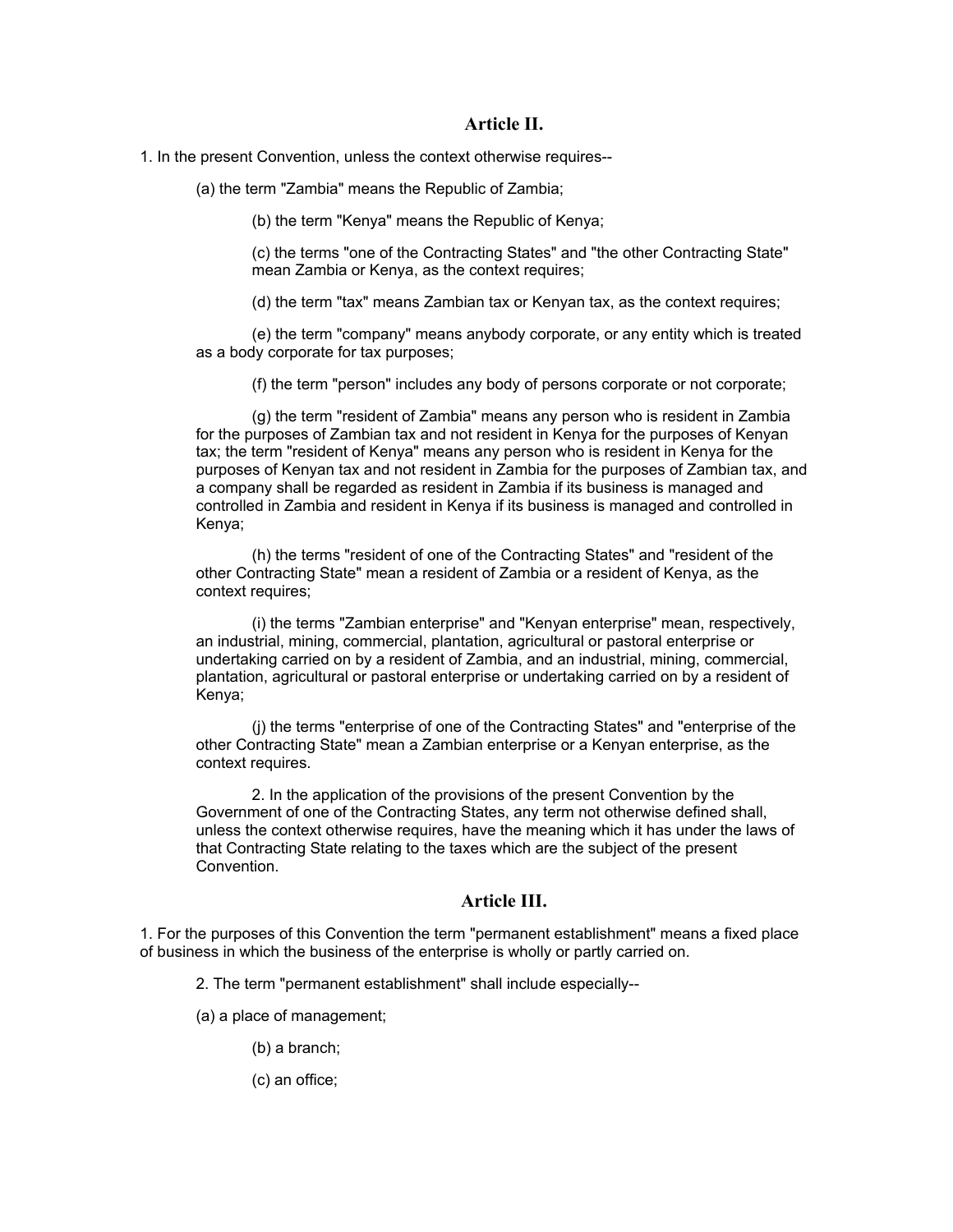## Article II.

1. In the present Convention, unless the context otherwise requires--

(a) the term "Zambia" means the Republic of Zambia;

(b) the term "Kenya" means the Republic of Kenya;

(c) the terms "one of the Contracting States" and "the other Contracting State" mean Zambia or Kenya, as the context requires;

(d) the term "tax" means Zambian tax or Kenyan tax, as the context requires;

(e) the term "company" means anybody corporate, or any entity which is treated as a body corporate for tax purposes;

(f) the term "person" includes any body of persons corporate or not corporate;

(g) the term "resident of Zambia" means any person who is resident in Zambia for the purposes of Zambian tax and not resident in Kenya for the purposes of Kenyan tax; the term "resident of Kenya" means any person who is resident in Kenya for the purposes of Kenyan tax and not resident in Zambia for the purposes of Zambian tax, and a company shall be regarded as resident in Zambia if its business is managed and controlled in Zambia and resident in Kenya if its business is managed and controlled in Kenya;

(h) the terms "resident of one of the Contracting States" and "resident of the other Contracting State" mean a resident of Zambia or a resident of Kenya, as the context requires;

(i) the terms "Zambian enterprise" and "Kenyan enterprise" mean, respectively, an industrial, mining, commercial, plantation, agricultural or pastoral enterprise or undertaking carried on by a resident of Zambia, and an industrial, mining, commercial, plantation, agricultural or pastoral enterprise or undertaking carried on by a resident of Kenya;

(j) the terms "enterprise of one of the Contracting States" and "enterprise of the other Contracting State" mean a Zambian enterprise or a Kenyan enterprise, as the context requires.

2. In the application of the provisions of the present Convention by the Government of one of the Contracting States, any term not otherwise defined shall, unless the context otherwise requires, have the meaning which it has under the laws of that Contracting State relating to the taxes which are the subject of the present Convention.

## Article III.

1. For the purposes of this Convention the term "permanent establishment" means a fixed place of business in which the business of the enterprise is wholly or partly carried on.

2. The term "permanent establishment" shall include especially--

(a) a place of management;

(b) a branch;

(c) an office;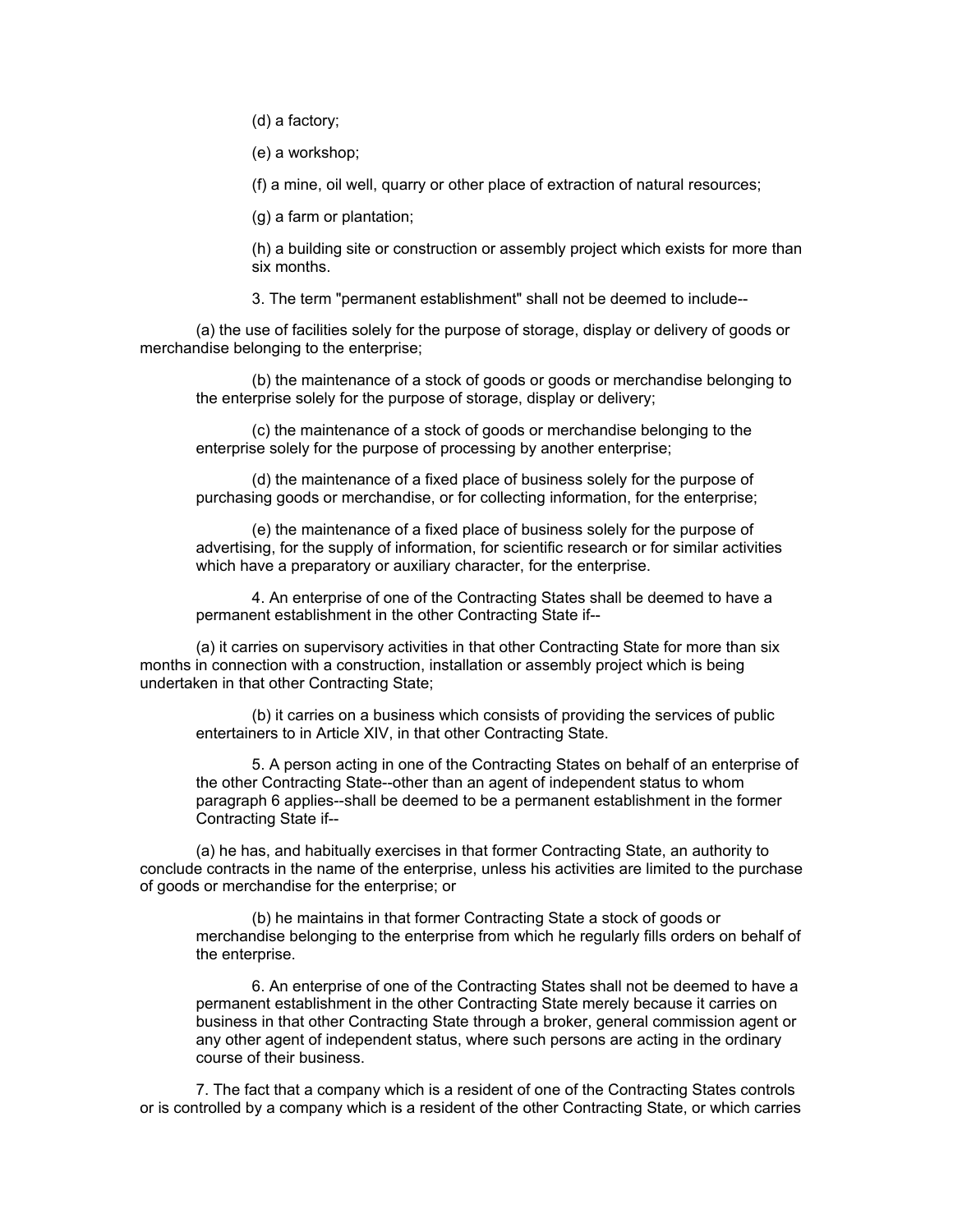(d) a factory;

(e) a workshop;

(f) a mine, oil well, quarry or other place of extraction of natural resources;

(g) a farm or plantation;

(h) a building site or construction or assembly project which exists for more than six months.

3. The term "permanent establishment" shall not be deemed to include--

(a) the use of facilities solely for the purpose of storage, display or delivery of goods or merchandise belonging to the enterprise;

(b) the maintenance of a stock of goods or goods or merchandise belonging to the enterprise solely for the purpose of storage, display or delivery;

(c) the maintenance of a stock of goods or merchandise belonging to the enterprise solely for the purpose of processing by another enterprise;

(d) the maintenance of a fixed place of business solely for the purpose of purchasing goods or merchandise, or for collecting information, for the enterprise;

(e) the maintenance of a fixed place of business solely for the purpose of advertising, for the supply of information, for scientific research or for similar activities which have a preparatory or auxiliary character, for the enterprise.

4. An enterprise of one of the Contracting States shall be deemed to have a permanent establishment in the other Contracting State if--

(a) it carries on supervisory activities in that other Contracting State for more than six months in connection with a construction, installation or assembly project which is being undertaken in that other Contracting State;

(b) it carries on a business which consists of providing the services of public entertainers to in Article XIV, in that other Contracting State.

5. A person acting in one of the Contracting States on behalf of an enterprise of the other Contracting State--other than an agent of independent status to whom paragraph 6 applies--shall be deemed to be a permanent establishment in the former Contracting State if--

(a) he has, and habitually exercises in that former Contracting State, an authority to conclude contracts in the name of the enterprise, unless his activities are limited to the purchase of goods or merchandise for the enterprise; or

(b) he maintains in that former Contracting State a stock of goods or merchandise belonging to the enterprise from which he regularly fills orders on behalf of the enterprise.

6. An enterprise of one of the Contracting States shall not be deemed to have a permanent establishment in the other Contracting State merely because it carries on business in that other Contracting State through a broker, general commission agent or any other agent of independent status, where such persons are acting in the ordinary course of their business.

7. The fact that a company which is a resident of one of the Contracting States controls or is controlled by a company which is a resident of the other Contracting State, or which carries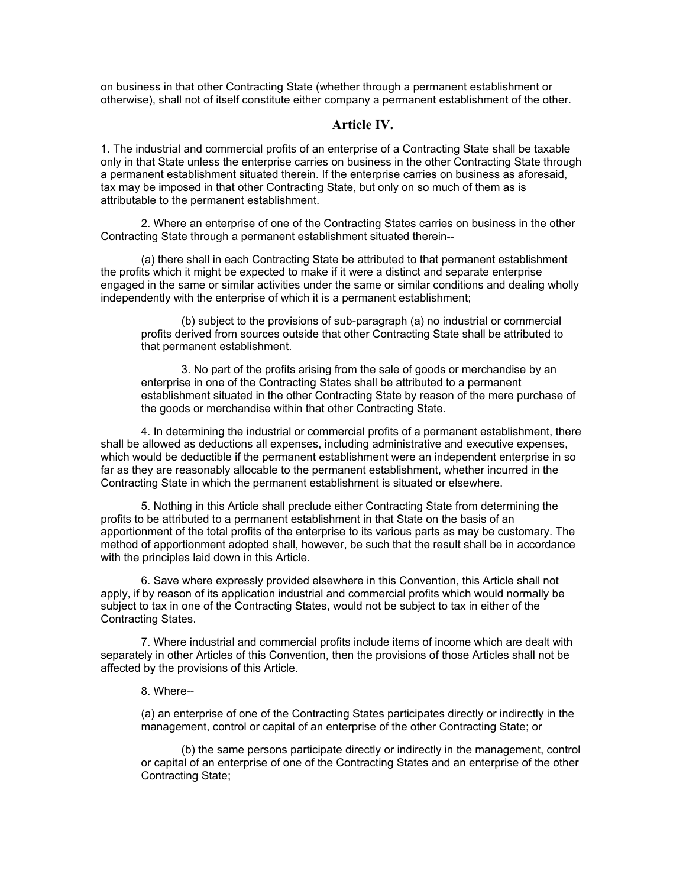on business in that other Contracting State (whether through a permanent establishment or otherwise), shall not of itself constitute either company a permanent establishment of the other.

## Article IV.

1. The industrial and commercial profits of an enterprise of a Contracting State shall be taxable only in that State unless the enterprise carries on business in the other Contracting State through a permanent establishment situated therein. If the enterprise carries on business as aforesaid, tax may be imposed in that other Contracting State, but only on so much of them as is attributable to the permanent establishment.

2. Where an enterprise of one of the Contracting States carries on business in the other Contracting State through a permanent establishment situated therein--

(a) there shall in each Contracting State be attributed to that permanent establishment the profits which it might be expected to make if it were a distinct and separate enterprise engaged in the same or similar activities under the same or similar conditions and dealing wholly independently with the enterprise of which it is a permanent establishment;

(b) subject to the provisions of sub-paragraph (a) no industrial or commercial profits derived from sources outside that other Contracting State shall be attributed to that permanent establishment.

3. No part of the profits arising from the sale of goods or merchandise by an enterprise in one of the Contracting States shall be attributed to a permanent establishment situated in the other Contracting State by reason of the mere purchase of the goods or merchandise within that other Contracting State.

4. In determining the industrial or commercial profits of a permanent establishment, there shall be allowed as deductions all expenses, including administrative and executive expenses, which would be deductible if the permanent establishment were an independent enterprise in so far as they are reasonably allocable to the permanent establishment, whether incurred in the Contracting State in which the permanent establishment is situated or elsewhere.

5. Nothing in this Article shall preclude either Contracting State from determining the profits to be attributed to a permanent establishment in that State on the basis of an apportionment of the total profits of the enterprise to its various parts as may be customary. The method of apportionment adopted shall, however, be such that the result shall be in accordance with the principles laid down in this Article.

6. Save where expressly provided elsewhere in this Convention, this Article shall not apply, if by reason of its application industrial and commercial profits which would normally be subject to tax in one of the Contracting States, would not be subject to tax in either of the Contracting States.

7. Where industrial and commercial profits include items of income which are dealt with separately in other Articles of this Convention, then the provisions of those Articles shall not be affected by the provisions of this Article.

8. Where--

(a) an enterprise of one of the Contracting States participates directly or indirectly in the management, control or capital of an enterprise of the other Contracting State; or

(b) the same persons participate directly or indirectly in the management, control or capital of an enterprise of one of the Contracting States and an enterprise of the other Contracting State;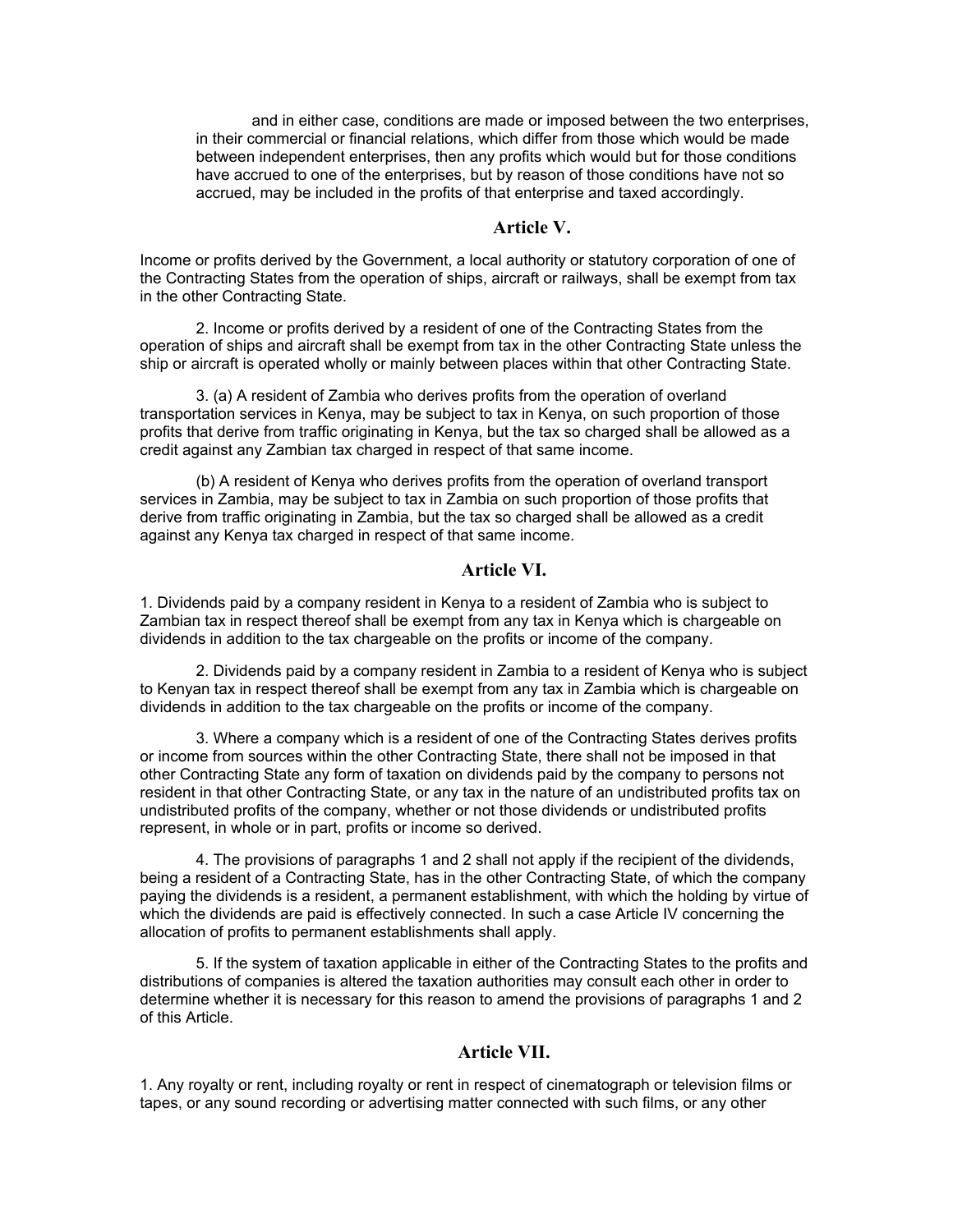and in either case, conditions are made or imposed between the two enterprises, in their commercial or financial relations, which differ from those which would be made between independent enterprises, then any profits which would but for those conditions have accrued to one of the enterprises, but by reason of those conditions have not so accrued, may be included in the profits of that enterprise and taxed accordingly.

## Article V.

Income or profits derived by the Government, a local authority or statutory corporation of one of the Contracting States from the operation of ships, aircraft or railways, shall be exempt from tax in the other Contracting State.

2. Income or profits derived by a resident of one of the Contracting States from the operation of ships and aircraft shall be exempt from tax in the other Contracting State unless the ship or aircraft is operated wholly or mainly between places within that other Contracting State.

3. (a) A resident of Zambia who derives profits from the operation of overland transportation services in Kenya, may be subject to tax in Kenya, on such proportion of those profits that derive from traffic originating in Kenya, but the tax so charged shall be allowed as a credit against any Zambian tax charged in respect of that same income.

(b) A resident of Kenya who derives profits from the operation of overland transport services in Zambia, may be subject to tax in Zambia on such proportion of those profits that derive from traffic originating in Zambia, but the tax so charged shall be allowed as a credit against any Kenya tax charged in respect of that same income.

## Article VI.

1. Dividends paid by a company resident in Kenya to a resident of Zambia who is subject to Zambian tax in respect thereof shall be exempt from any tax in Kenya which is chargeable on dividends in addition to the tax chargeable on the profits or income of the company.

2. Dividends paid by a company resident in Zambia to a resident of Kenya who is subject to Kenyan tax in respect thereof shall be exempt from any tax in Zambia which is chargeable on dividends in addition to the tax chargeable on the profits or income of the company.

3. Where a company which is a resident of one of the Contracting States derives profits or income from sources within the other Contracting State, there shall not be imposed in that other Contracting State any form of taxation on dividends paid by the company to persons not resident in that other Contracting State, or any tax in the nature of an undistributed profits tax on undistributed profits of the company, whether or not those dividends or undistributed profits represent, in whole or in part, profits or income so derived.

4. The provisions of paragraphs 1 and 2 shall not apply if the recipient of the dividends, being a resident of a Contracting State, has in the other Contracting State, of which the company paying the dividends is a resident, a permanent establishment, with which the holding by virtue of which the dividends are paid is effectively connected. In such a case Article IV concerning the allocation of profits to permanent establishments shall apply.

5. If the system of taxation applicable in either of the Contracting States to the profits and distributions of companies is altered the taxation authorities may consult each other in order to determine whether it is necessary for this reason to amend the provisions of paragraphs 1 and 2 of this Article.

## Article VII.

1. Any royalty or rent, including royalty or rent in respect of cinematograph or television films or tapes, or any sound recording or advertising matter connected with such films, or any other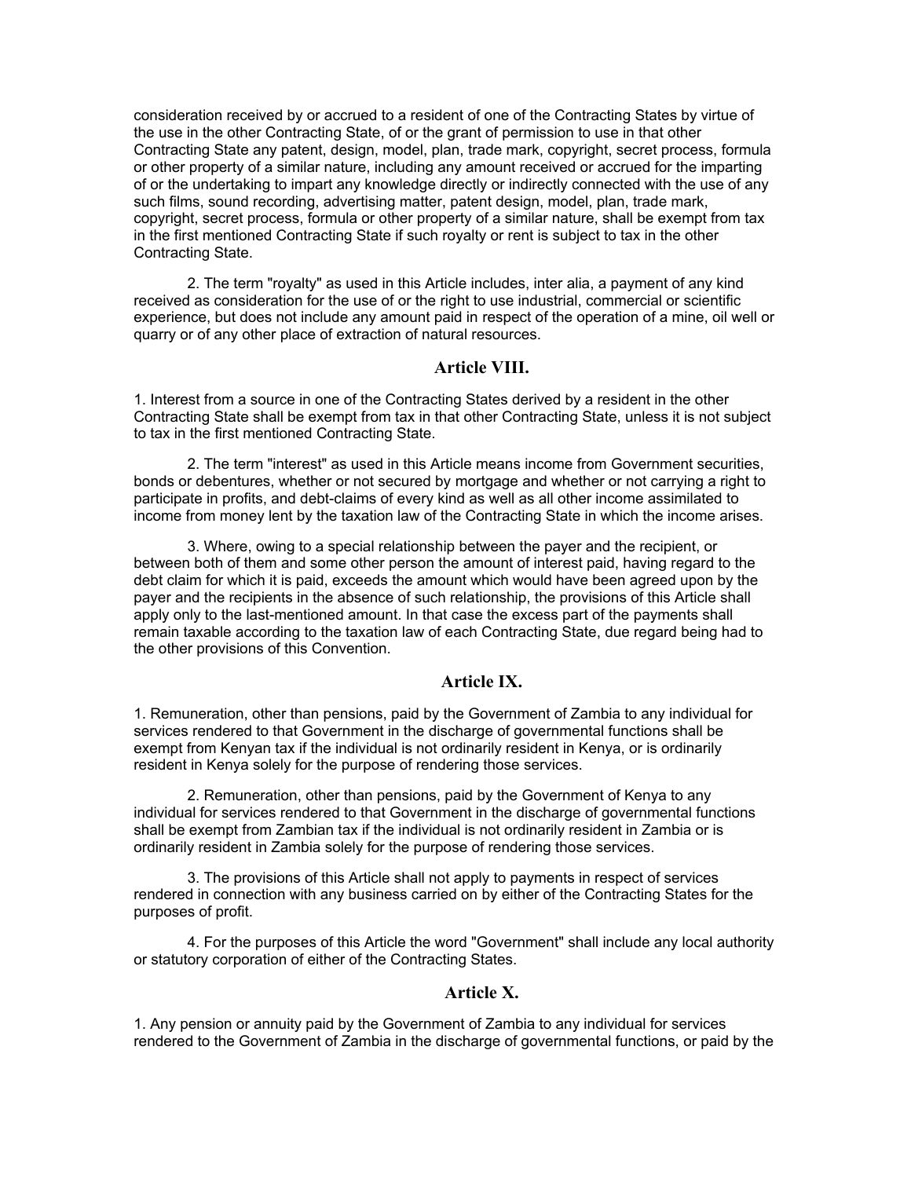consideration received by or accrued to a resident of one of the Contracting States by virtue of the use in the other Contracting State, of or the grant of permission to use in that other Contracting State any patent, design, model, plan, trade mark, copyright, secret process, formula or other property of a similar nature, including any amount received or accrued for the imparting of or the undertaking to impart any knowledge directly or indirectly connected with the use of any such films, sound recording, advertising matter, patent design, model, plan, trade mark, copyright, secret process, formula or other property of a similar nature, shall be exempt from tax in the first mentioned Contracting State if such royalty or rent is subject to tax in the other Contracting State.

2. The term "royalty" as used in this Article includes, inter alia, a payment of any kind received as consideration for the use of or the right to use industrial, commercial or scientific experience, but does not include any amount paid in respect of the operation of a mine, oil well or quarry or of any other place of extraction of natural resources.

## Article VIII.

1. Interest from a source in one of the Contracting States derived by a resident in the other Contracting State shall be exempt from tax in that other Contracting State, unless it is not subject to tax in the first mentioned Contracting State.

2. The term "interest" as used in this Article means income from Government securities, bonds or debentures, whether or not secured by mortgage and whether or not carrying a right to participate in profits, and debt-claims of every kind as well as all other income assimilated to income from money lent by the taxation law of the Contracting State in which the income arises.

3. Where, owing to a special relationship between the payer and the recipient, or between both of them and some other person the amount of interest paid, having regard to the debt claim for which it is paid, exceeds the amount which would have been agreed upon by the payer and the recipients in the absence of such relationship, the provisions of this Article shall apply only to the last-mentioned amount. In that case the excess part of the payments shall remain taxable according to the taxation law of each Contracting State, due regard being had to the other provisions of this Convention.

## Article IX.

1. Remuneration, other than pensions, paid by the Government of Zambia to any individual for services rendered to that Government in the discharge of governmental functions shall be exempt from Kenyan tax if the individual is not ordinarily resident in Kenya, or is ordinarily resident in Kenya solely for the purpose of rendering those services.

2. Remuneration, other than pensions, paid by the Government of Kenya to any individual for services rendered to that Government in the discharge of governmental functions shall be exempt from Zambian tax if the individual is not ordinarily resident in Zambia or is ordinarily resident in Zambia solely for the purpose of rendering those services.

3. The provisions of this Article shall not apply to payments in respect of services rendered in connection with any business carried on by either of the Contracting States for the purposes of profit.

4. For the purposes of this Article the word "Government" shall include any local authority or statutory corporation of either of the Contracting States.

## Article X.

1. Any pension or annuity paid by the Government of Zambia to any individual for services rendered to the Government of Zambia in the discharge of governmental functions, or paid by the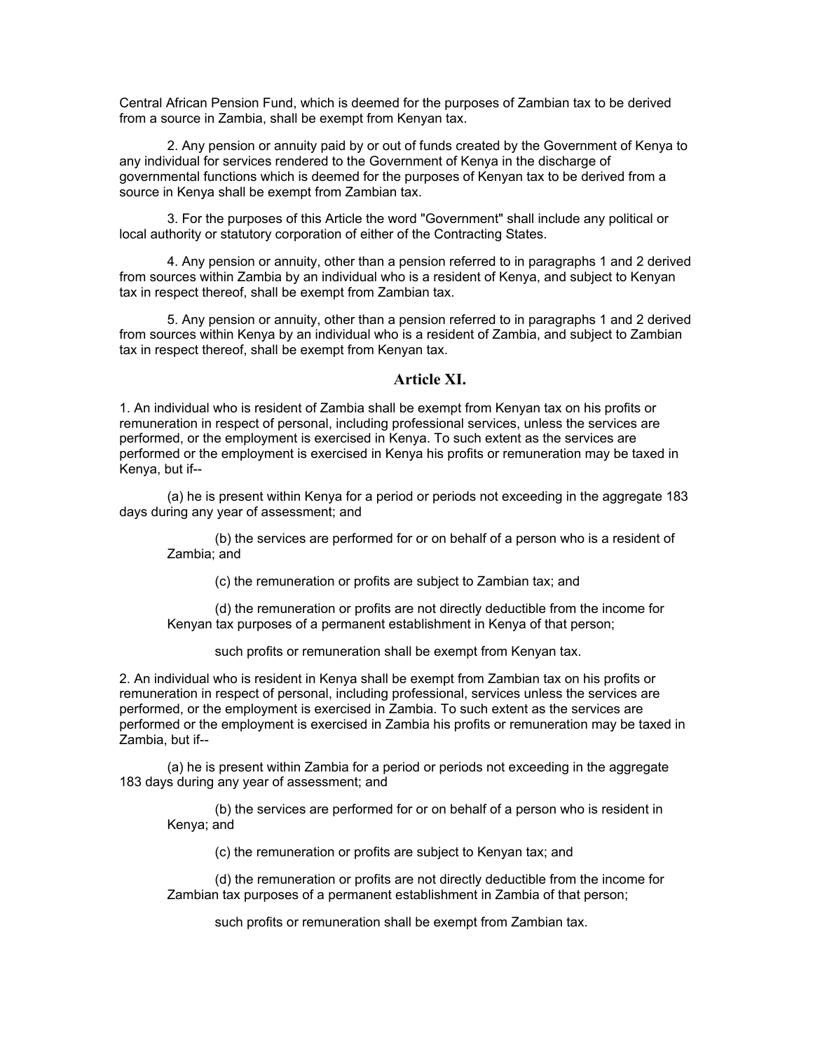Central African Pension Fund, which is deemed for the purposes of Zambian tax to be derived from a source in Zambia, shall be exempt from Kenyan tax.

2. Any pension or annuity paid by or out of funds created by the Government of Kenya to any individual for services rendered to the Government of Kenya in the discharge of governmental functions which is deemed for the purposes of Kenyan tax to be derived from a source in Kenya shall be exempt from Zambian tax.

3. For the purposes of this Article the word "Government" shall include any political or local authority or statutory corporation of either of the Contracting States.

4. Any pension or annuity, other than a pension referred to in paragraphs 1 and 2 derived from sources within Zambia by an individual who is a resident of Kenya, and subject to Kenyan tax in respect thereof, shall be exempt from Zambian tax.

5. Any pension or annuity, other than a pension referred to in paragraphs 1 and 2 derived from sources within Kenya by an individual who is a resident of Zambia, and subject to Zambian tax in respect thereof, shall be exempt from Kenyan tax.

## Article XI.

1. An individual who is resident of Zambia shall be exempt from Kenyan tax on his profits or remuneration in respect of personal, including professional services, unless the services are performed, or the employment is exercised in Kenya. To such extent as the services are performed or the employment is exercised in Kenya his profits or remuneration may be taxed in Kenya, but if--

(a) he is present within Kenya for a period or periods not exceeding in the aggregate 183 days during any year of assessment; and

(b) the services are performed for or on behalf of a person who is a resident of Zambia; and

(c) the remuneration or profits are subject to Zambian tax; and

(d) the remuneration or profits are not directly deductible from the income for Kenyan tax purposes of a permanent establishment in Kenya of that person;

such profits or remuneration shall be exempt from Kenyan tax.

2. An individual who is resident in Kenya shall be exempt from Zambian tax on his profits or remuneration in respect of personal, including professional, services unless the services are performed, or the employment is exercised in Zambia. To such extent as the services are performed or the employment is exercised in Zambia his profits or remuneration may be taxed in Zambia, but if--

(a) he is present within Zambia for a period or periods not exceeding in the aggregate 183 days during any year of assessment; and

(b) the services are performed for or on behalf of a person who is resident in Kenya; and

(c) the remuneration or profits are subject to Kenyan tax; and

(d) the remuneration or profits are not directly deductible from the income for Zambian tax purposes of a permanent establishment in Zambia of that person;

such profits or remuneration shall be exempt from Zambian tax.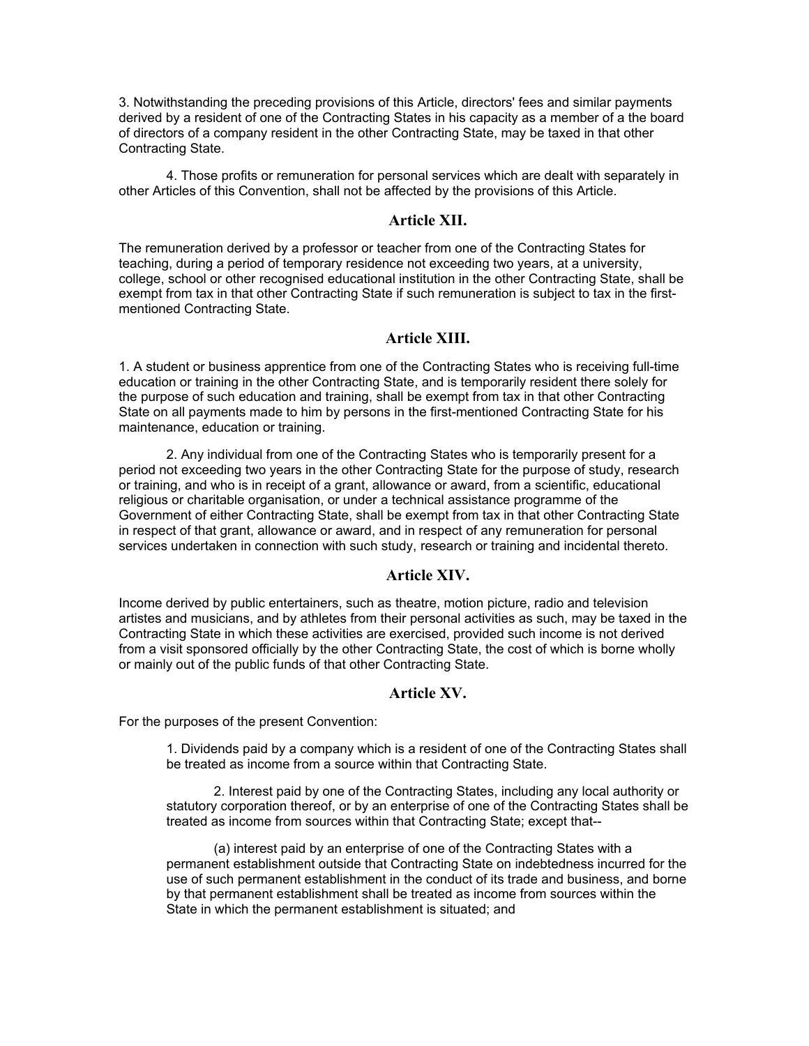3. Notwithstanding the preceding provisions of this Article, directors' fees and similar payments derived by a resident of one of the Contracting States in his capacity as a member of a the board of directors of a company resident in the other Contracting State, may be taxed in that other Contracting State.

4. Those profits or remuneration for personal services which are dealt with separately in other Articles of this Convention, shall not be affected by the provisions of this Article.

## Article XII.

The remuneration derived by a professor or teacher from one of the Contracting States for teaching, during a period of temporary residence not exceeding two years, at a university, college, school or other recognised educational institution in the other Contracting State, shall be exempt from tax in that other Contracting State if such remuneration is subject to tax in the first-mentioned Contracting State.

## Article XIII.

1. A student or business apprentice from one of the Contracting States who is receiving full-time education or training in the other Contracting State, and is temporarily resident there solely for the purpose of such education and training, shall be exempt from tax in that other Contracting State on all payments made to him by persons in the first-mentioned Contracting State for his maintenance, education or training.

2. Any individual from one of the Contracting States who is temporarily present for a period not exceeding two years in the other Contracting State for the purpose of study, research or training, and who is in receipt of a grant, allowance or award, from a scientific, educational religious or charitable organisation, or under a technical assistance programme of the Government of either Contracting State, shall be exempt from tax in that other Contracting State in respect of that grant, allowance or award, and in respect of any remuneration for personal services undertaken in connection with such study, research or training and incidental thereto.

## Article XIV.

Income derived by public entertainers, such as theatre, motion picture, radio and television artistes and musicians, and by athletes from their personal activities as such, may be taxed in the Contracting State in which these activities are exercised, provided such income is not derived from a visit sponsored officially by the other Contracting State, the cost of which is borne wholly or mainly out of the public funds of that other Contracting State.

## Article XV.

For the purposes of the present Convention:

1. Dividends paid by a company which is a resident of one of the Contracting States shall be treated as income from a source within that Contracting State.

2. Interest paid by one of the Contracting States, including any local authority or statutory corporation thereof, or by an enterprise of one of the Contracting States shall be treated as income from sources within that Contracting State; except that--

(a) interest paid by an enterprise of one of the Contracting States with a permanent establishment outside that Contracting State on indebtedness incurred for the use of such permanent establishment in the conduct of its trade and business, and borne by that permanent establishment shall be treated as income from sources within the State in which the permanent establishment is situated; and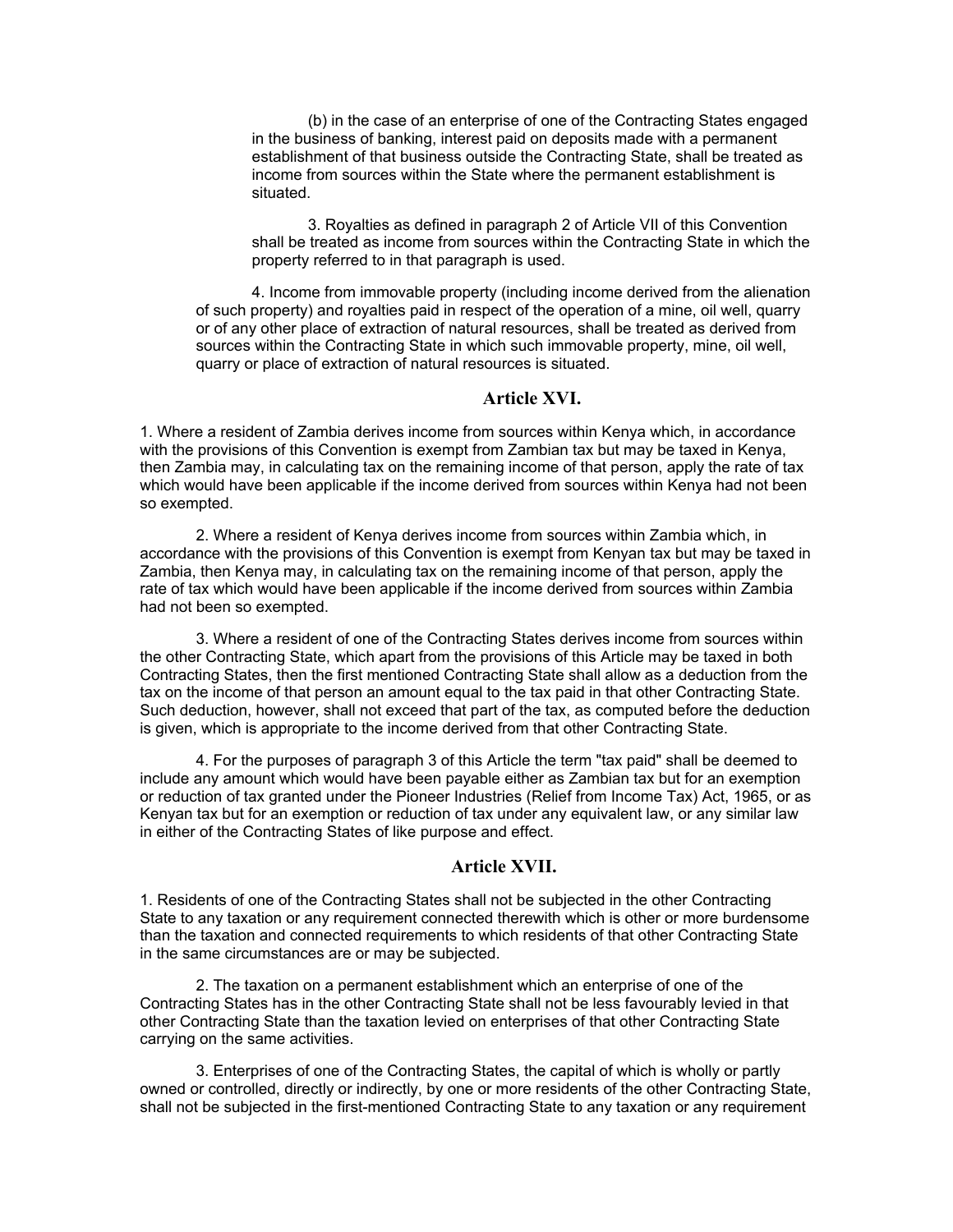(b) in the case of an enterprise of one of the Contracting States engaged in the business of banking, interest paid on deposits made with a permanent establishment of that business outside the Contracting State, shall be treated as income from sources within the State where the permanent establishment is situated.

3. Royalties as defined in paragraph 2 of Article VII of this Convention shall be treated as income from sources within the Contracting State in which the property referred to in that paragraph is used.

4. Income from immovable property (including income derived from the alienation of such property) and royalties paid in respect of the operation of a mine, oil well, quarry or of any other place of extraction of natural resources, shall be treated as derived from sources within the Contracting State in which such immovable property, mine, oil well, quarry or place of extraction of natural resources is situated.

## Article XVI.

1. Where a resident of Zambia derives income from sources within Kenya which, in accordance with the provisions of this Convention is exempt from Zambian tax but may be taxed in Kenya, then Zambia may, in calculating tax on the remaining income of that person, apply the rate of tax which would have been applicable if the income derived from sources within Kenya had not been so exempted.

2. Where a resident of Kenya derives income from sources within Zambia which, in accordance with the provisions of this Convention is exempt from Kenyan tax but may be taxed in Zambia, then Kenya may, in calculating tax on the remaining income of that person, apply the rate of tax which would have been applicable if the income derived from sources within Zambia had not been so exempted.

3. Where a resident of one of the Contracting States derives income from sources within the other Contracting State, which apart from the provisions of this Article may be taxed in both Contracting States, then the first mentioned Contracting State shall allow as a deduction from the tax on the income of that person an amount equal to the tax paid in that other Contracting State. Such deduction, however, shall not exceed that part of the tax, as computed before the deduction is given, which is appropriate to the income derived from that other Contracting State.

4. For the purposes of paragraph 3 of this Article the term "tax paid" shall be deemed to include any amount which would have been payable either as Zambian tax but for an exemption or reduction of tax granted under the Pioneer Industries (Relief from Income Tax) Act, 1965, or as Kenyan tax but for an exemption or reduction of tax under any equivalent law, or any similar law in either of the Contracting States of like purpose and effect.

## Article XVII.

1. Residents of one of the Contracting States shall not be subjected in the other Contracting State to any taxation or any requirement connected therewith which is other or more burdensome than the taxation and connected requirements to which residents of that other Contracting State in the same circumstances are or may be subjected.

2. The taxation on a permanent establishment which an enterprise of one of the Contracting States has in the other Contracting State shall not be less favourably levied in that other Contracting State than the taxation levied on enterprises of that other Contracting State carrying on the same activities.

3. Enterprises of one of the Contracting States, the capital of which is wholly or partly owned or controlled, directly or indirectly, by one or more residents of the other Contracting State, shall not be subjected in the first-mentioned Contracting State to any taxation or any requirement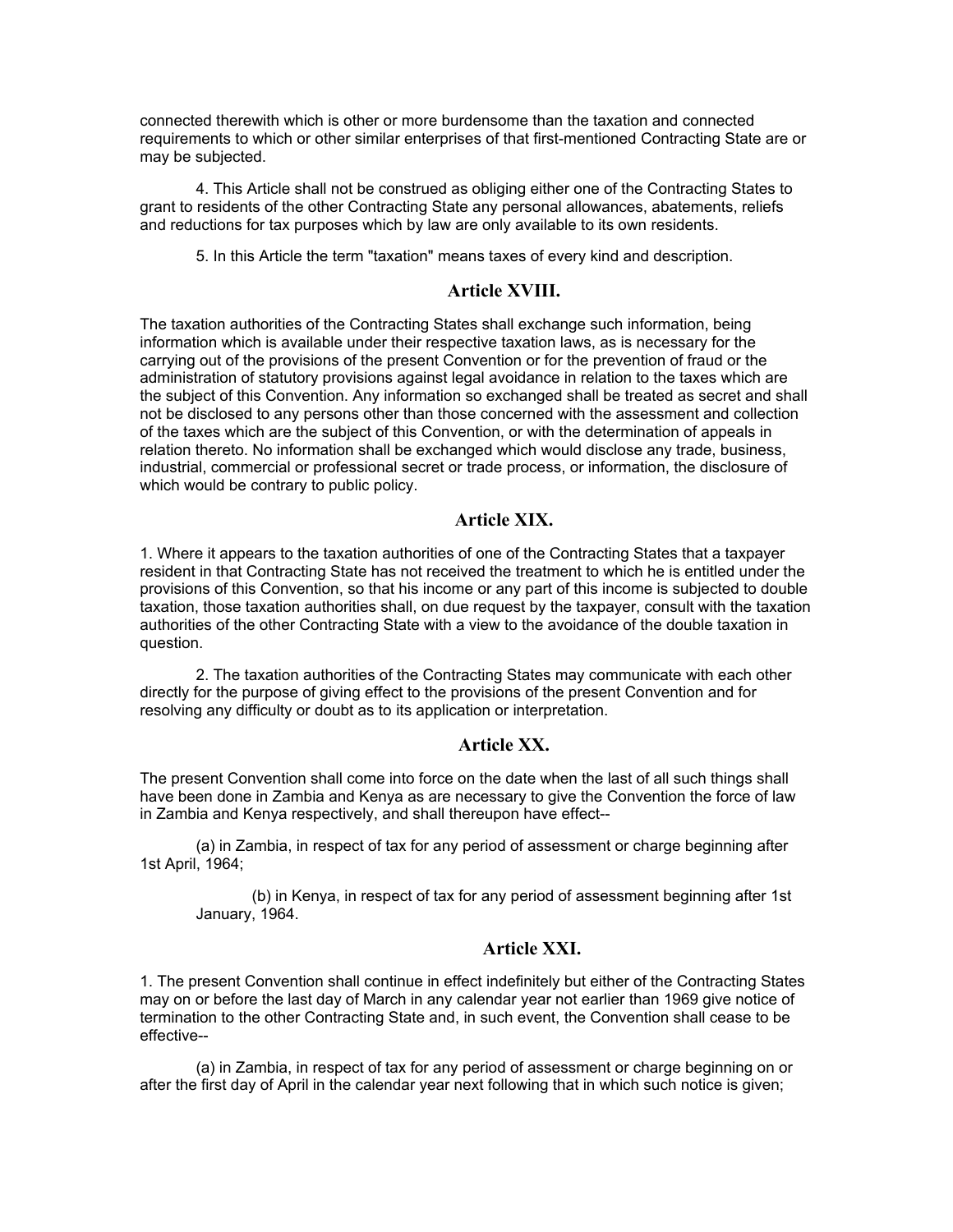connected therewith which is other or more burdensome than the taxation and connected requirements to which or other similar enterprises of that first-mentioned Contracting State are or may be subjected.

4. This Article shall not be construed as obliging either one of the Contracting States to grant to residents of the other Contracting State any personal allowances, abatements, reliefs and reductions for tax purposes which by law are only available to its own residents.

5. In this Article the term "taxation" means taxes of every kind and description.

## Article XVIII.

The taxation authorities of the Contracting States shall exchange such information, being information which is available under their respective taxation laws, as is necessary for the carrying out of the provisions of the present Convention or for the prevention of fraud or the administration of statutory provisions against legal avoidance in relation to the taxes which are the subject of this Convention. Any information so exchanged shall be treated as secret and shall not be disclosed to any persons other than those concerned with the assessment and collection of the taxes which are the subject of this Convention, or with the determination of appeals in relation thereto. No information shall be exchanged which would disclose any trade, business, industrial, commercial or professional secret or trade process, or information, the disclosure of which would be contrary to public policy.

## Article XIX.

1. Where it appears to the taxation authorities of one of the Contracting States that a taxpayer resident in that Contracting State has not received the treatment to which he is entitled under the provisions of this Convention, so that his income or any part of this income is subjected to double taxation, those taxation authorities shall, on due request by the taxpayer, consult with the taxation authorities of the other Contracting State with a view to the avoidance of the double taxation in question.

2. The taxation authorities of the Contracting States may communicate with each other directly for the purpose of giving effect to the provisions of the present Convention and for resolving any difficulty or doubt as to its application or interpretation.

## Article XX.

The present Convention shall come into force on the date when the last of all such things shall have been done in Zambia and Kenya as are necessary to give the Convention the force of law in Zambia and Kenya respectively, and shall thereupon have effect--

(a) in Zambia, in respect of tax for any period of assessment or charge beginning after 1st April, 1964;

(b) in Kenya, in respect of tax for any period of assessment beginning after 1st January, 1964.

## Article XXI.

1. The present Convention shall continue in effect indefinitely but either of the Contracting States may on or before the last day of March in any calendar year not earlier than 1969 give notice of termination to the other Contracting State and, in such event, the Convention shall cease to be effective--

(a) in Zambia, in respect of tax for any period of assessment or charge beginning on or after the first day of April in the calendar year next following that in which such notice is given;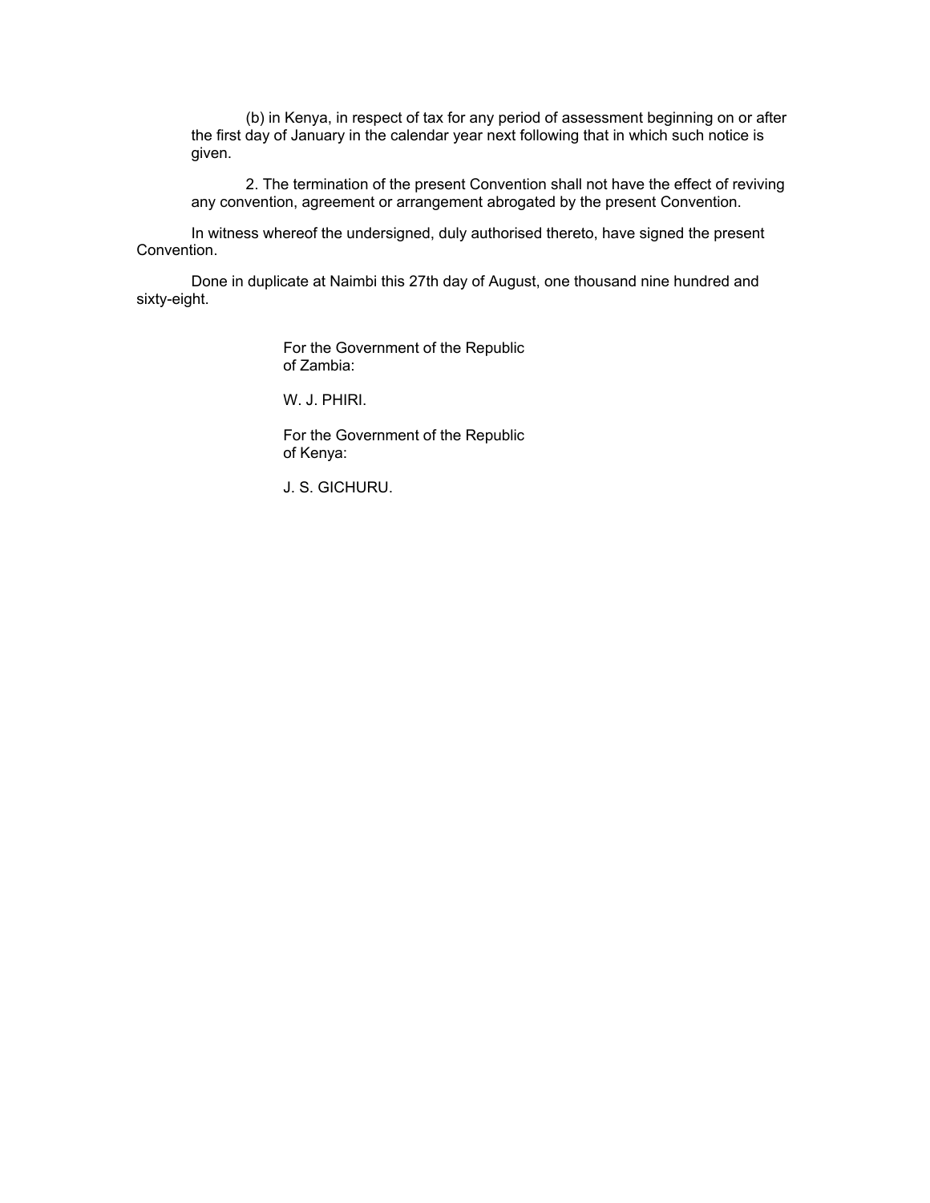(b) in Kenya, in respect of tax for any period of assessment beginning on or after the first day of January in the calendar year next following that in which such notice is given.

2. The termination of the present Convention shall not have the effect of reviving any convention, agreement or arrangement abrogated by the present Convention.

In witness whereof the undersigned, duly authorised thereto, have signed the present Convention.

Done in duplicate at Naimbi this 27th day of August, one thousand nine hundred and sixty-eight.

For the Government of the Republic of Zambia:

W. J. PHIRI.

For the Government of the Republic of Kenya:

J. S. GICHURU.